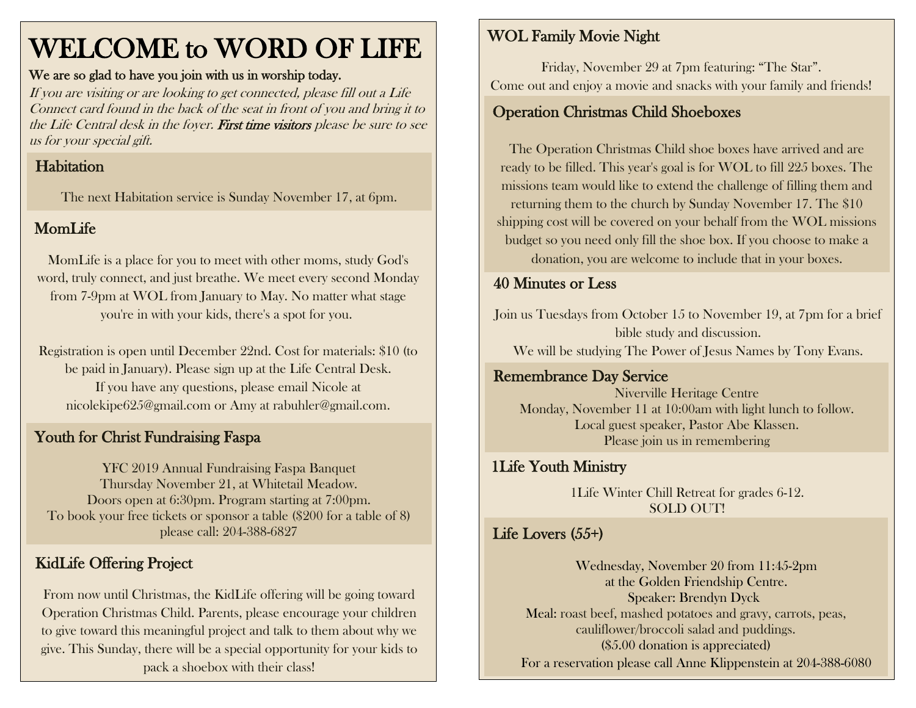# WELCOME to WORD OF LIFE

**We are so glad to have you join with us in worship today.**

*If you are visiting or are looking to get connected, please fill out a Life Connect card found in the back of the seat in front of you and bring it to the Life Central desk in the foyer.* ***First time visitors*** *please be sure to see us for your special gift.*

## Habitation

The next Habitation service is Sunday November 17, at 6pm.

## MomLife

MomLife is a place for you to meet with other moms, study God's word, truly connect, and just breathe. We meet every second Monday from 7-9pm at WOL from January to May. No matter what stage you're in with your kids, there's a spot for you.

Registration is open until December 22nd. Cost for materials: $10 (to be paid in January). Please sign up at the Life Central Desk. If you have any questions, please email Nicole at nicolekipe625@gmail.com or Amy at rabuhler@gmail.com.

## Youth for Christ Fundraising Faspa

YFC 2019 Annual Fundraising Faspa Banquet
Thursday November 21, at Whitetail Meadow.
Doors open at 6:30pm. Program starting at 7:00pm.
To book your free tickets or sponsor a table ($200 for a table of 8) please call: 204-388-6827

## KidLife Offering Project

From now until Christmas, the KidLife offering will be going toward Operation Christmas Child. Parents, please encourage your children to give toward this meaningful project and talk to them about why we give. This Sunday, there will be a special opportunity for your kids to pack a shoebox with their class!

## WOL Family Movie Night

Friday, November 29 at 7pm featuring: "The Star".
Come out and enjoy a movie and snacks with your family and friends!

## Operation Christmas Child Shoeboxes

The Operation Christmas Child shoe boxes have arrived and are ready to be filled. This year's goal is for WOL to fill 225 boxes. The missions team would like to extend the challenge of filling them and returning them to the church by Sunday November 17. The $10 shipping cost will be covered on your behalf from the WOL missions budget so you need only fill the shoe box. If you choose to make a donation, you are welcome to include that in your boxes.

## 40 Minutes or Less

Join us Tuesdays from October 15 to November 19, at 7pm for a brief bible study and discussion.
We will be studying The Power of Jesus Names by Tony Evans.

## Remembrance Day Service

Niverville Heritage Centre
Monday, November 11 at 10:00am with light lunch to follow.
Local guest speaker, Pastor Abe Klassen.
Please join us in remembering

## 1Life Youth Ministry

1Life Winter Chill Retreat for grades 6-12.
SOLD OUT!

## Life Lovers (55+)

Wednesday, November 20 from 11:45-2pm
at the Golden Friendship Centre.
Speaker: Brendyn Dyck
Meal: roast beef, mashed potatoes and gravy, carrots, peas, cauliflower/broccoli salad and puddings.
($5.00 donation is appreciated)
For a reservation please call Anne Klippenstein at 204-388-6080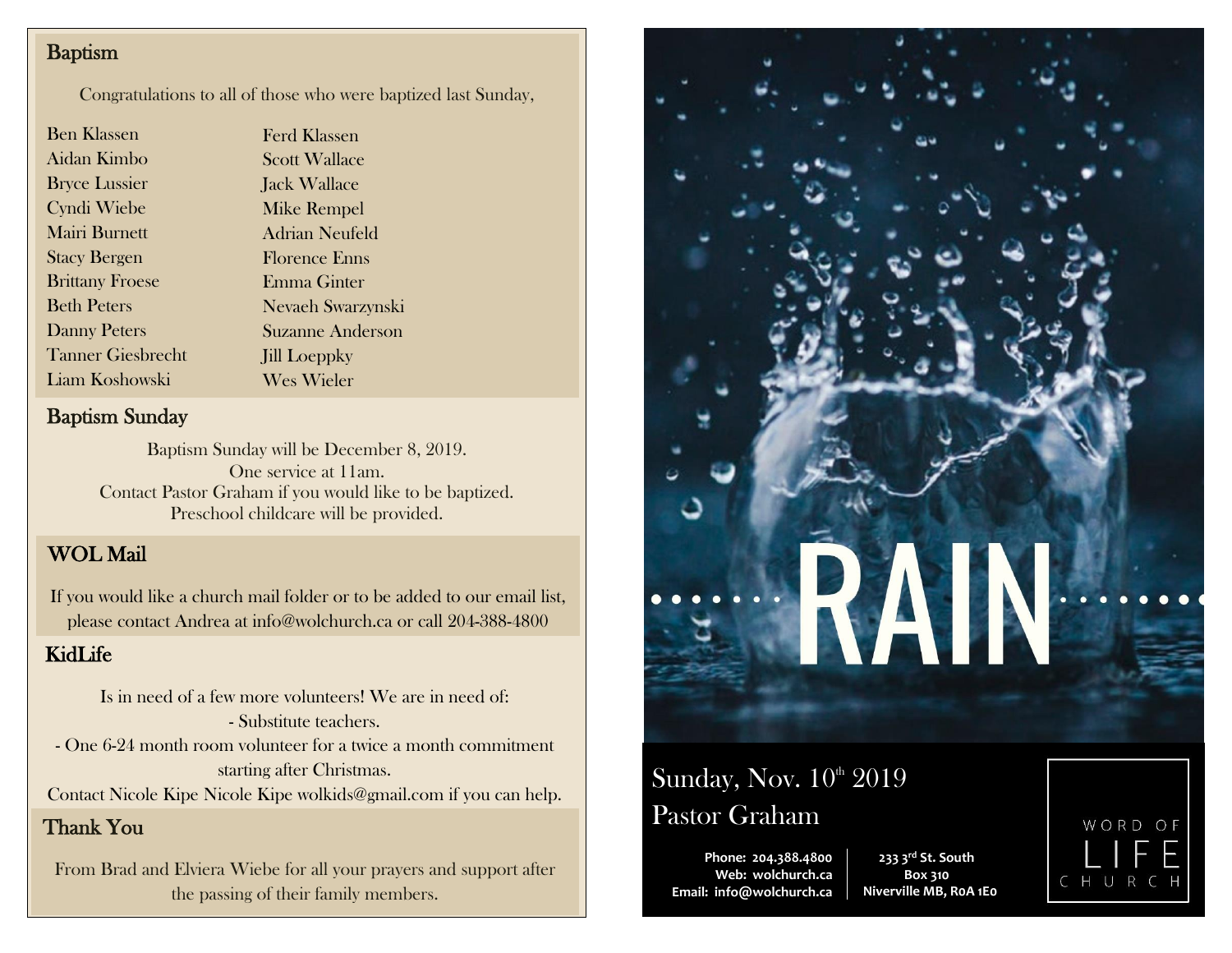## Baptism

Congratulations to all of those who were baptized last Sunday,

Ben Klassen
Aidan Kimbo
Bryce Lussier
Cyndi Wiebe
Mairi Burnett
Stacy Bergen
Brittany Froese
Beth Peters
Danny Peters
Tanner Giesbrecht
Liam Koshowski
Ferd Klassen
Scott Wallace
Jack Wallace
Mike Rempel
Adrian Neufeld
Florence Enns
Emma Ginter
Nevaeh Swarzynski
Suzanne Anderson
Jill Loeppky
Wes Wieler

## Baptism Sunday

Baptism Sunday will be December 8, 2019.
One service at 11am.
Contact Pastor Graham if you would like to be baptized.
Preschool childcare will be provided.

## WOL Mail

If you would like a church mail folder or to be added to our email list, please contact Andrea at info@wolchurch.ca or call 204-388-4800

## KidLife

Is in need of a few more volunteers! We are in need of:

- Substitute teachers.
- One 6-24 month room volunteer for a twice a month commitment starting after Christmas.

Contact Nicole Kipe Nicole Kipe wolkids@gmail.com if you can help.

## Thank You

From Brad and Elviera Wiebe for all your prayers and support after the passing of their family members.

# RAIN

Sunday, Nov. 10th 2019
Pastor Graham

**Phone: 204.388.4800**
**Web: wolchurch.ca**
**Email: info@wolchurch.ca**

**233 3rd St. South**
**Box 310**
**Niverville MB, R0A 1E0**

WORD OF LIFE CHURCH